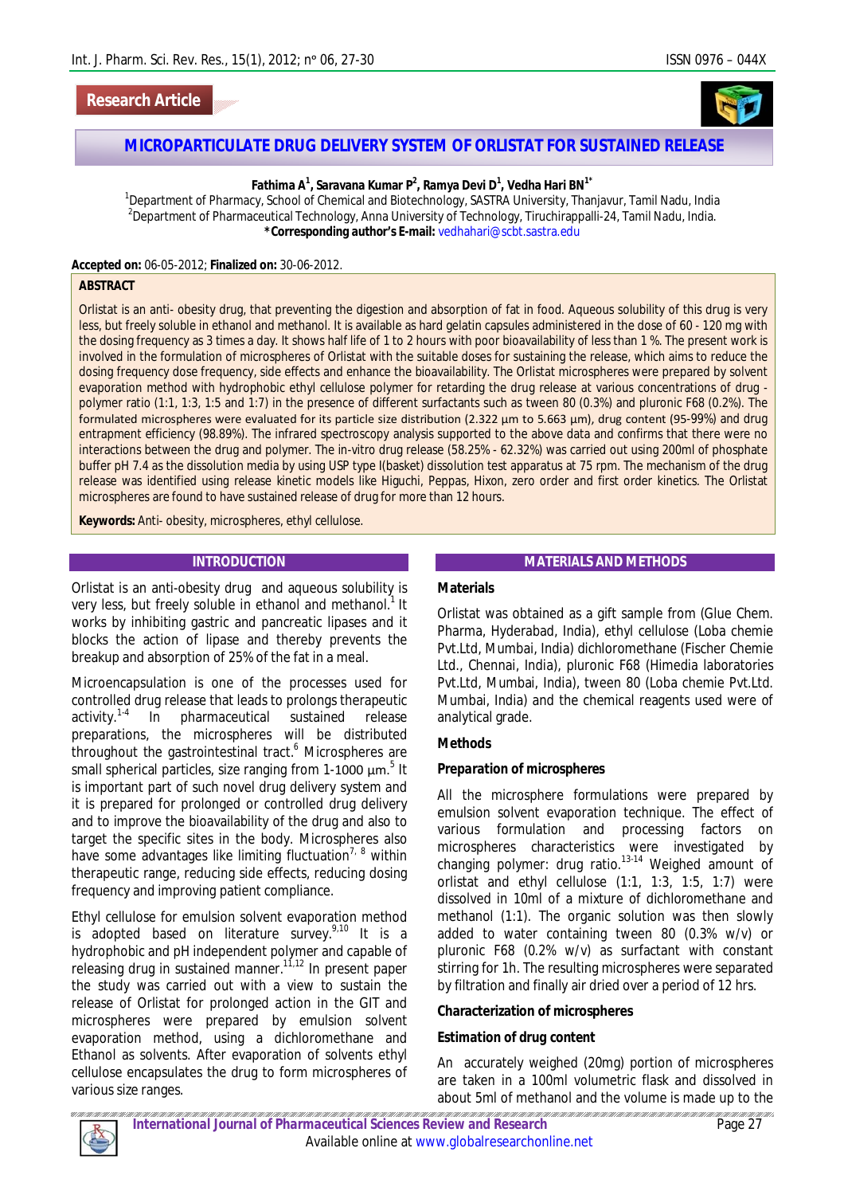Research Article

# MICROPARTICULATE DRUG DELIVERY SYSTEM OF ORLISTAT FOR SUSTAINED RELEASE

**Fathima A[1], Saravana Kumar P[2], Ramya Devi D[1], Vedha Hari BN[1*]**

[1]Department of Pharmacy, School of Chemical and Biotechnology, SASTRA University, Thanjavur, Tamil Nadu, India
[2]Department of Pharmaceutical Technology, Anna University of Technology, Tiruchirappalli-24, Tamil Nadu, India.
***Corresponding author's E-mail:** vedhahari@scbt.sastra.edu

**Accepted on:** 06-05-2012; **Finalized on:** 30-06-2012.

## ABSTRACT

Orlistat is an anti- obesity drug, that preventing the digestion and absorption of fat in food. Aqueous solubility of this drug is very less, but freely soluble in ethanol and methanol. It is available as hard gelatin capsules administered in the dose of 60 - 120 mg with the dosing frequency as 3 times a day. It shows half life of 1 to 2 hours with poor bioavailability of less than 1 %. The present work is involved in the formulation of microspheres of Orlistat with the suitable doses for sustaining the release, which aims to reduce the dosing frequency dose frequency, side effects and enhance the bioavailability. The Orlistat microspheres were prepared by solvent evaporation method with hydrophobic ethyl cellulose polymer for retarding the drug release at various concentrations of drug - polymer ratio (1:1, 1:3, 1:5 and 1:7) in the presence of different surfactants such as tween 80 (0.3%) and pluronic F68 (0.2%). The formulated microspheres were evaluated for its particle size distribution (2.322 µm to 5.663 µm), drug content (95-99%) and drug entrapment efficiency (98.89%). The infrared spectroscopy analysis supported to the above data and confirms that there were no interactions between the drug and polymer. The in-vitro drug release (58.25% - 62.32%) was carried out using 200ml of phosphate buffer pH 7.4 as the dissolution media by using USP type I(basket) dissolution test apparatus at 75 rpm. The mechanism of the drug release was identified using release kinetic models like Higuchi, Peppas, Hixon, zero order and first order kinetics. The Orlistat microspheres are found to have sustained release of drug for more than 12 hours.

**Keywords:** Anti- obesity, microspheres, ethyl cellulose.

## INTRODUCTION

Orlistat is an anti-obesity drug and aqueous solubility is very less, but freely soluble in ethanol and methanol.[1] It works by inhibiting gastric and pancreatic lipases and it blocks the action of lipase and thereby prevents the breakup and absorption of 25% of the fat in a meal.

Microencapsulation is one of the processes used for controlled drug release that leads to prolongs therapeutic activity.[1-4] In pharmaceutical sustained release preparations, the microspheres will be distributed throughout the gastrointestinal tract.[6] Microspheres are small spherical particles, size ranging from 1-1000 µm.[5] It is important part of such novel drug delivery system and it is prepared for prolonged or controlled drug delivery and to improve the bioavailability of the drug and also to target the specific sites in the body. Microspheres also have some advantages like limiting fluctuation[7, 8] within therapeutic range, reducing side effects, reducing dosing frequency and improving patient compliance.

Ethyl cellulose for emulsion solvent evaporation method is adopted based on literature survey.[9,10] It is a hydrophobic and pH independent polymer and capable of releasing drug in sustained manner.[11,12] In present paper the study was carried out with a view to sustain the release of Orlistat for prolonged action in the GIT and microspheres were prepared by emulsion solvent evaporation method, using a dichloromethane and Ethanol as solvents. After evaporation of solvents ethyl cellulose encapsulates the drug to form microspheres of various size ranges.

## MATERIALS AND METHODS

### Materials

Orlistat was obtained as a gift sample from (Glue Chem. Pharma, Hyderabad, India), ethyl cellulose (Loba chemie Pvt.Ltd, Mumbai, India) dichloromethane (Fischer Chemie Ltd., Chennai, India), pluronic F68 (Himedia laboratories Pvt.Ltd, Mumbai, India), tween 80 (Loba chemie Pvt.Ltd. Mumbai, India) and the chemical reagents used were of analytical grade.

### Methods

#### Preparation of microspheres

All the microsphere formulations were prepared by emulsion solvent evaporation technique. The effect of various formulation and processing factors on microspheres characteristics were investigated by changing polymer: drug ratio.[13-14] Weighed amount of orlistat and ethyl cellulose (1:1, 1:3, 1:5, 1:7) were dissolved in 10ml of a mixture of dichloromethane and methanol (1:1). The organic solution was then slowly added to water containing tween 80 (0.3% w/v) or pluronic F68 (0.2% w/v) as surfactant with constant stirring for 1h. The resulting microspheres were separated by filtration and finally air dried over a period of 12 hrs.

#### Characterization of microspheres

#### Estimation of drug content

An accurately weighed (20mg) portion of microspheres are taken in a 100ml volumetric flask and dissolved in about 5ml of methanol and the volume is made up to the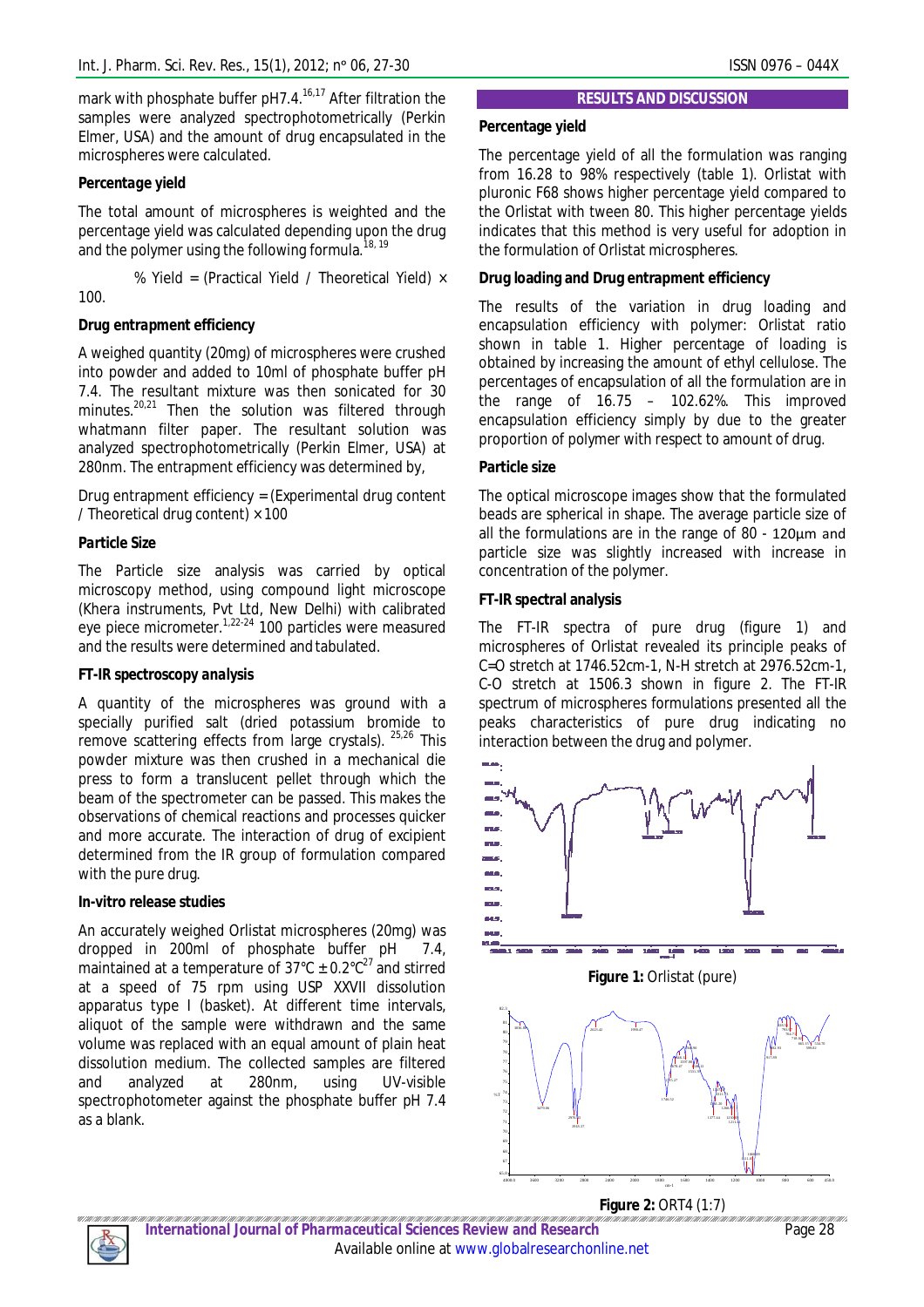mark with phosphate buffer pH7.4.[16,17] After filtration the samples were analyzed spectrophotometrically (Perkin Elmer, USA) and the amount of drug encapsulated in the microspheres were calculated.

### Percentage yield

The total amount of microspheres is weighted and the percentage yield was calculated depending upon the drug and the polymer using the following formula.[18, 19]

% Yield = (Practical Yield / Theoretical Yield) × 100.

### Drug entrapment efficiency

A weighed quantity (20mg) of microspheres were crushed into powder and added to 10ml of phosphate buffer pH 7.4. The resultant mixture was then sonicated for 30 minutes.[20,21] Then the solution was filtered through whatmann filter paper. The resultant solution was analyzed spectrophotometrically (Perkin Elmer, USA) at 280nm. The entrapment efficiency was determined by,

Drug entrapment efficiency = (Experimental drug content / Theoretical drug content) × 100

### Particle Size

The Particle size analysis was carried by optical microscopy method, using compound light microscope (Khera instruments, Pvt Ltd, New Delhi) with calibrated eye piece micrometer.[1,22-24] 100 particles were measured and the results were determined and tabulated.

### FT-IR spectroscopy analysis

A quantity of the microspheres was ground with a specially purified salt (dried potassium bromide to remove scattering effects from large crystals). [25,26] This powder mixture was then crushed in a mechanical die press to form a translucent pellet through which the beam of the spectrometer can be passed. This makes the observations of chemical reactions and processes quicker and more accurate. The interaction of drug of excipient determined from the IR group of formulation compared with the pure drug.

### In-vitro release studies

An accurately weighed Orlistat microspheres (20mg) was dropped in 200ml of phosphate buffer pH 7.4, maintained at a temperature of 37°C ± 0.2°C[27] and stirred at a speed of 75 rpm using USP XXVII dissolution apparatus type I (basket). At different time intervals, aliquot of the sample were withdrawn and the same volume was replaced with an equal amount of plain heat dissolution medium. The collected samples are filtered and analyzed at 280nm, using UV-visible spectrophotometer against the phosphate buffer pH 7.4 as a blank.

## RESULTS AND DISCUSSION

### Percentage yield

The percentage yield of all the formulation was ranging from 16.28 to 98% respectively (table 1). Orlistat with pluronic F68 shows higher percentage yield compared to the Orlistat with tween 80. This higher percentage yields indicates that this method is very useful for adoption in the formulation of Orlistat microspheres.

### Drug loading and Drug entrapment efficiency

The results of the variation in drug loading and encapsulation efficiency with polymer: Orlistat ratio shown in table 1. Higher percentage of loading is obtained by increasing the amount of ethyl cellulose. The percentages of encapsulation of all the formulation are in the range of 16.75 – 102.62%. This improved encapsulation efficiency simply by due to the greater proportion of polymer with respect to amount of drug.

### Particle size

The optical microscope images show that the formulated beads are spherical in shape. The average particle size of all the formulations are in the range of 80 - 120µm and particle size was slightly increased with increase in concentration of the polymer.

### FT-IR spectral analysis

The FT-IR spectra of pure drug (figure 1) and microspheres of Orlistat revealed its principle peaks of C=O stretch at 1746.52cm-1, N-H stretch at 2976.52cm-1, C-O stretch at 1506.3 shown in figure 2. The FT-IR spectrum of microspheres formulations presented all the peaks characteristics of pure drug indicating no interaction between the drug and polymer.

**Figure 1:** Orlistat (pure)

**Figure 2:** ORT4 (1:7)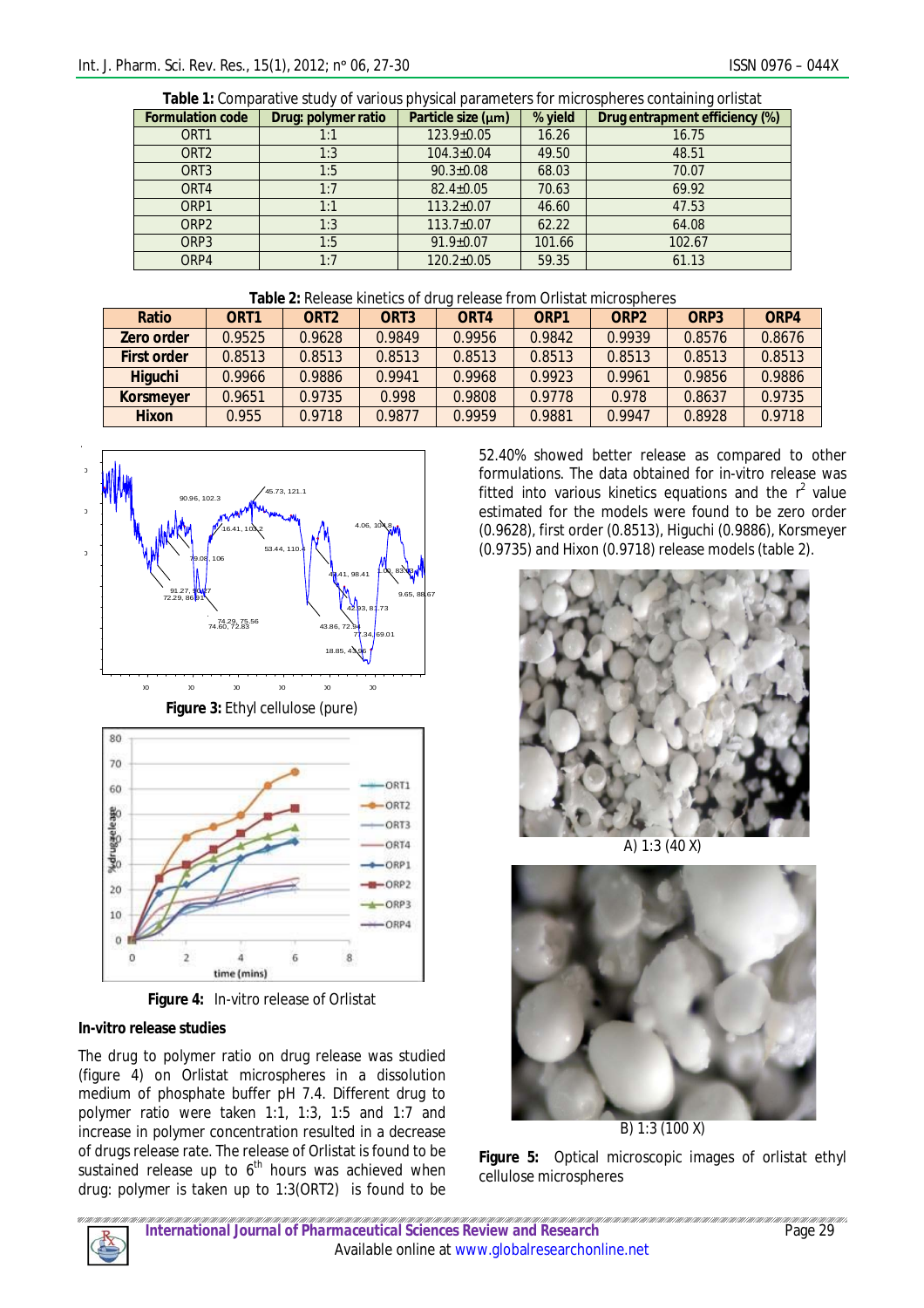**Table 1:** Comparative study of various physical parameters for microspheres containing orlistat

| Formulation code | Drug: polymer ratio | Particle size (µm) | % yield | Drug entrapment efficiency (%) |
|---|---|---|---|---|
| ORT1 | 1:1 | 123.9±0.05 | 16.26 | 16.75 |
| ORT2 | 1:3 | 104.3±0.04 | 49.50 | 48.51 |
| ORT3 | 1:5 | 90.3±0.08 | 68.03 | 70.07 |
| ORT4 | 1:7 | 82.4±0.05 | 70.63 | 69.92 |
| ORP1 | 1:1 | 113.2±0.07 | 46.60 | 47.53 |
| ORP2 | 1:3 | 113.7±0.07 | 62.22 | 64.08 |
| ORP3 | 1:5 | 91.9±0.07 | 101.66 | 102.67 |
| ORP4 | 1:7 | 120.2±0.05 | 59.35 | 61.13 |

**Table 2:** Release kinetics of drug release from Orlistat microspheres

| Ratio | ORT1 | ORT2 | ORT3 | ORT4 | ORP1 | ORP2 | ORP3 | ORP4 |
|---|---|---|---|---|---|---|---|---|
| Zero order | 0.9525 | 0.9628 | 0.9849 | 0.9956 | 0.9842 | 0.9939 | 0.8576 | 0.8676 |
| First order | 0.8513 | 0.8513 | 0.8513 | 0.8513 | 0.8513 | 0.8513 | 0.8513 | 0.8513 |
| Higuchi | 0.9966 | 0.9886 | 0.9941 | 0.9968 | 0.9923 | 0.9961 | 0.9856 | 0.9886 |
| Korsmeyer | 0.9651 | 0.9735 | 0.998 | 0.9808 | 0.9778 | 0.978 | 0.8637 | 0.9735 |
| Hixon | 0.955 | 0.9718 | 0.9877 | 0.9959 | 0.9881 | 0.9947 | 0.8928 | 0.9718 |

**Figure 3:** Ethyl cellulose (pure)

**Figure 4:** In-vitro release of Orlistat

### In-vitro release studies

The drug to polymer ratio on drug release was studied (figure 4) on Orlistat microspheres in a dissolution medium of phosphate buffer pH 7.4. Different drug to polymer ratio were taken 1:1, 1:3, 1:5 and 1:7 and increase in polymer concentration resulted in a decrease of drugs release rate. The release of Orlistat is found to be sustained release up to 6th hours was achieved when drug: polymer is taken up to 1:3(ORT2) is found to be 52.40% showed better release as compared to other formulations. The data obtained for in-vitro release was fitted into various kinetics equations and the $r^2$ value estimated for the models were found to be zero order (0.9628), first order (0.8513), Higuchi (0.9886), Korsmeyer (0.9735) and Hixon (0.9718) release models (table 2).

A) 1:3 (40 X)

B) 1:3 (100 X)

**Figure 5:** Optical microscopic images of orlistat ethyl cellulose microspheres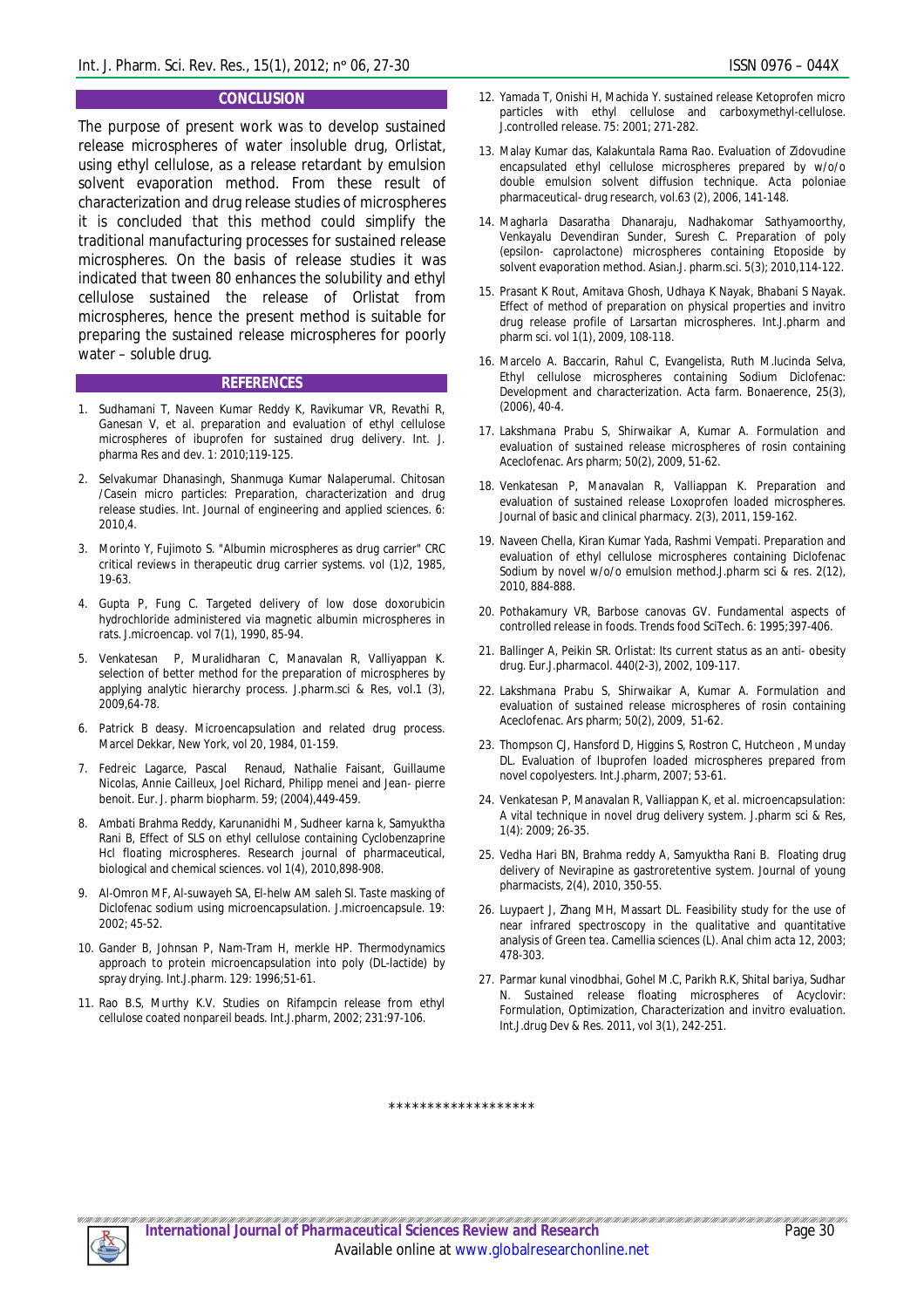## CONCLUSION

The purpose of present work was to develop sustained release microspheres of water insoluble drug, Orlistat, using ethyl cellulose, as a release retardant by emulsion solvent evaporation method. From these result of characterization and drug release studies of microspheres it is concluded that this method could simplify the traditional manufacturing processes for sustained release microspheres. On the basis of release studies it was indicated that tween 80 enhances the solubility and ethyl cellulose sustained the release of Orlistat from microspheres, hence the present method is suitable for preparing the sustained release microspheres for poorly water – soluble drug.

## REFERENCES

1. Sudhamani T, Naveen Kumar Reddy K, Ravikumar VR, Revathi R, Ganesan V, et al. preparation and evaluation of ethyl cellulose microspheres of ibuprofen for sustained drug delivery. Int. J. pharma Res and dev. 1: 2010;119-125.
2. Selvakumar Dhanasingh, Shanmuga Kumar Nalaperumal. Chitosan /Casein micro particles: Preparation, characterization and drug release studies. Int. Journal of engineering and applied sciences. 6: 2010,4.
3. Morinto Y, Fujimoto S. "Albumin microspheres as drug carrier" CRC critical reviews in therapeutic drug carrier systems. vol (1)2, 1985, 19-63.
4. Gupta P, Fung C. Targeted delivery of low dose doxorubicin hydrochloride administered via magnetic albumin microspheres in rats. J.microencap. vol 7(1), 1990, 85-94.
5. Venkatesan P, Muralidharan C, Manavalan R, Valliyappan K. selection of better method for the preparation of microspheres by applying analytic hierarchy process. J.pharm.sci & Res, vol.1 (3), 2009,64-78.
6. Patrick B deasy. Microencapsulation and related drug process. Marcel Dekkar, New York, vol 20, 1984, 01-159.
7. Fedreic Lagarce, Pascal Renaud, Nathalie Faisant, Guillaume Nicolas, Annie Cailleux, Joel Richard, Philipp menei and Jean- pierre benoit. Eur. J. pharm biopharm. 59; (2004),449-459.
8. Ambati Brahma Reddy, Karunanidhi M, Sudheer karna k, Samyuktha Rani B, Effect of SLS on ethyl cellulose containing Cyclobenzaprine Hcl floating microspheres. Research journal of pharmaceutical, biological and chemical sciences. vol 1(4), 2010,898-908.
9. Al-Omron MF, Al-suwayeh SA, El-helw AM saleh SI. Taste masking of Diclofenac sodium using microencapsulation. J.microencapsule. 19: 2002; 45-52.
10. Gander B, Johnsan P, Nam-Tram H, merkle HP. Thermodynamics approach to protein microencapsulation into poly (DL-lactide) by spray drying. Int.J.pharm. 129: 1996;51-61.
11. Rao B.S, Murthy K.V. Studies on Rifampcin release from ethyl cellulose coated nonpareil beads. Int.J.pharm, 2002; 231:97-106.
12. Yamada T, Onishi H, Machida Y. sustained release Ketoprofen micro particles with ethyl cellulose and carboxymethyl-cellulose. J.controlled release. 75: 2001; 271-282.
13. Malay Kumar das, Kalakuntala Rama Rao. Evaluation of Zidovudine encapsulated ethyl cellulose microspheres prepared by w/o/o double emulsion solvent diffusion technique. Acta poloniae pharmaceutical- drug research, vol.63 (2), 2006, 141-148.
14. Magharla Dasaratha Dhanaraju, Nadhakomar Sathyamoorthy, Venkayalu Devendiran Sunder, Suresh C. Preparation of poly (epsilon- caprolactone) microspheres containing Etoposide by solvent evaporation method. Asian.J. pharm.sci. 5(3); 2010,114-122.
15. Prasant K Rout, Amitava Ghosh, Udhaya K Nayak, Bhabani S Nayak. Effect of method of preparation on physical properties and invitro drug release profile of Larsartan microspheres. Int.J.pharm and pharm sci. vol 1(1), 2009, 108-118.
16. Marcelo A. Baccarin, Rahul C, Evangelista, Ruth M.lucinda Selva, Ethyl cellulose microspheres containing Sodium Diclofenac: Development and characterization. Acta farm. Bonaerence, 25(3), (2006), 40-4.
17. Lakshmana Prabu S, Shirwaikar A, Kumar A. Formulation and evaluation of sustained release microspheres of rosin containing Aceclofenac. Ars pharm; 50(2), 2009, 51-62.
18. Venkatesan P, Manavalan R, Valliappan K. Preparation and evaluation of sustained release Loxoprofen loaded microspheres. Journal of basic and clinical pharmacy. 2(3), 2011, 159-162.
19. Naveen Chella, Kiran Kumar Yada, Rashmi Vempati. Preparation and evaluation of ethyl cellulose microspheres containing Diclofenac Sodium by novel w/o/o emulsion method.J.pharm sci & res. 2(12), 2010, 884-888.
20. Pothakamury VR, Barbose canovas GV. Fundamental aspects of controlled release in foods. Trends food SciTech. 6: 1995;397-406.
21. Ballinger A, Peikin SR. Orlistat: Its current status as an anti- obesity drug. Eur.J.pharmacol. 440(2-3), 2002, 109-117.
22. Lakshmana Prabu S, Shirwaikar A, Kumar A. Formulation and evaluation of sustained release microspheres of rosin containing Aceclofenac. Ars pharm; 50(2), 2009, 51-62.
23. Thompson CJ, Hansford D, Higgins S, Rostron C, Hutcheon , Munday DL. Evaluation of Ibuprofen loaded microspheres prepared from novel copolyesters. Int.J.pharm, 2007; 53-61.
24. Venkatesan P, Manavalan R, Valliappan K, et al. microencapsulation: A vital technique in novel drug delivery system. J.pharm sci & Res, 1(4): 2009; 26-35.
25. Vedha Hari BN, Brahma reddy A, Samyuktha Rani B. Floating drug delivery of Nevirapine as gastroretentive system. Journal of young pharmacists, 2(4), 2010, 350-55.
26. Luypaert J, Zhang MH, Massart DL. Feasibility study for the use of near infrared spectroscopy in the qualitative and quantitative analysis of Green tea. Camellia sciences (L). Anal chim acta 12, 2003; 478-303.
27. Parmar kunal vinodbhai, Gohel M.C, Parikh R.K, Shital bariya, Sudhar N. Sustained release floating microspheres of Acyclovir: Formulation, Optimization, Characterization and invitro evaluation. Int.J.drug Dev & Res. 2011, vol 3(1), 242-251.

*******************